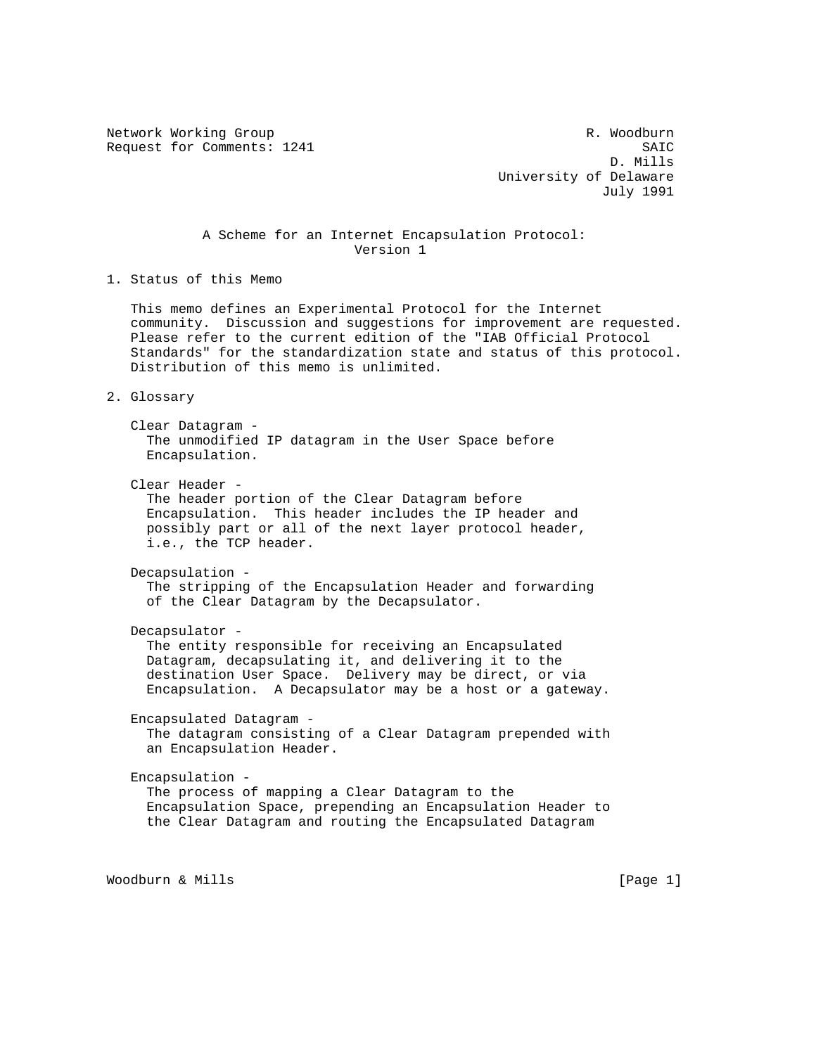Network Working Group R. Woodburn
Request for Comments: 1241 SAIC
D. Mills
University of Delaware
July 1991

# A Scheme for an Internet Encapsulation Protocol: Version 1

## 1. Status of this Memo

This memo defines an Experimental Protocol for the Internet community. Discussion and suggestions for improvement are requested. Please refer to the current edition of the "IAB Official Protocol Standards" for the standardization state and status of this protocol. Distribution of this memo is unlimited.

## 2. Glossary

Clear Datagram -
The unmodified IP datagram in the User Space before Encapsulation.

Clear Header -
The header portion of the Clear Datagram before Encapsulation. This header includes the IP header and possibly part or all of the next layer protocol header, i.e., the TCP header.

Decapsulation -
The stripping of the Encapsulation Header and forwarding of the Clear Datagram by the Decapsulator.

Decapsulator -
The entity responsible for receiving an Encapsulated Datagram, decapsulating it, and delivering it to the destination User Space. Delivery may be direct, or via Encapsulation. A Decapsulator may be a host or a gateway.

Encapsulated Datagram -
The datagram consisting of a Clear Datagram prepended with an Encapsulation Header.

Encapsulation -
The process of mapping a Clear Datagram to the Encapsulation Space, prepending an Encapsulation Header to the Clear Datagram and routing the Encapsulated Datagram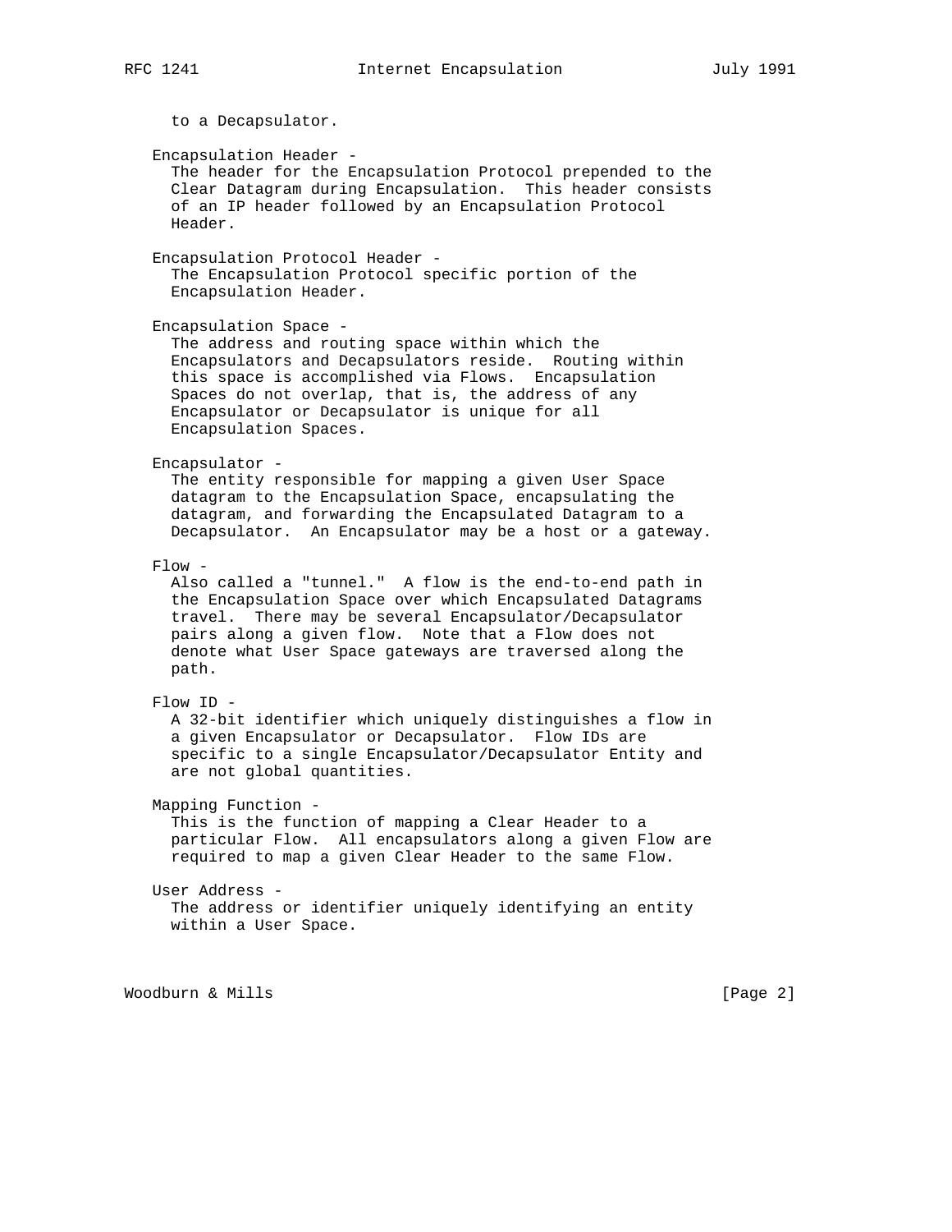to a Decapsulator.

Encapsulation Header -
The header for the Encapsulation Protocol prepended to the Clear Datagram during Encapsulation. This header consists of an IP header followed by an Encapsulation Protocol Header.

Encapsulation Protocol Header -
The Encapsulation Protocol specific portion of the Encapsulation Header.

Encapsulation Space -
The address and routing space within which the Encapsulators and Decapsulators reside. Routing within this space is accomplished via Flows. Encapsulation Spaces do not overlap, that is, the address of any Encapsulator or Decapsulator is unique for all Encapsulation Spaces.

Encapsulator -
The entity responsible for mapping a given User Space datagram to the Encapsulation Space, encapsulating the datagram, and forwarding the Encapsulated Datagram to a Decapsulator. An Encapsulator may be a host or a gateway.

Flow -
Also called a "tunnel." A flow is the end-to-end path in the Encapsulation Space over which Encapsulated Datagrams travel. There may be several Encapsulator/Decapsulator pairs along a given flow. Note that a Flow does not denote what User Space gateways are traversed along the path.

Flow ID -
A 32-bit identifier which uniquely distinguishes a flow in a given Encapsulator or Decapsulator. Flow IDs are specific to a single Encapsulator/Decapsulator Entity and are not global quantities.

Mapping Function -
This is the function of mapping a Clear Header to a particular Flow. All encapsulators along a given Flow are required to map a given Clear Header to the same Flow.

User Address -
The address or identifier uniquely identifying an entity within a User Space.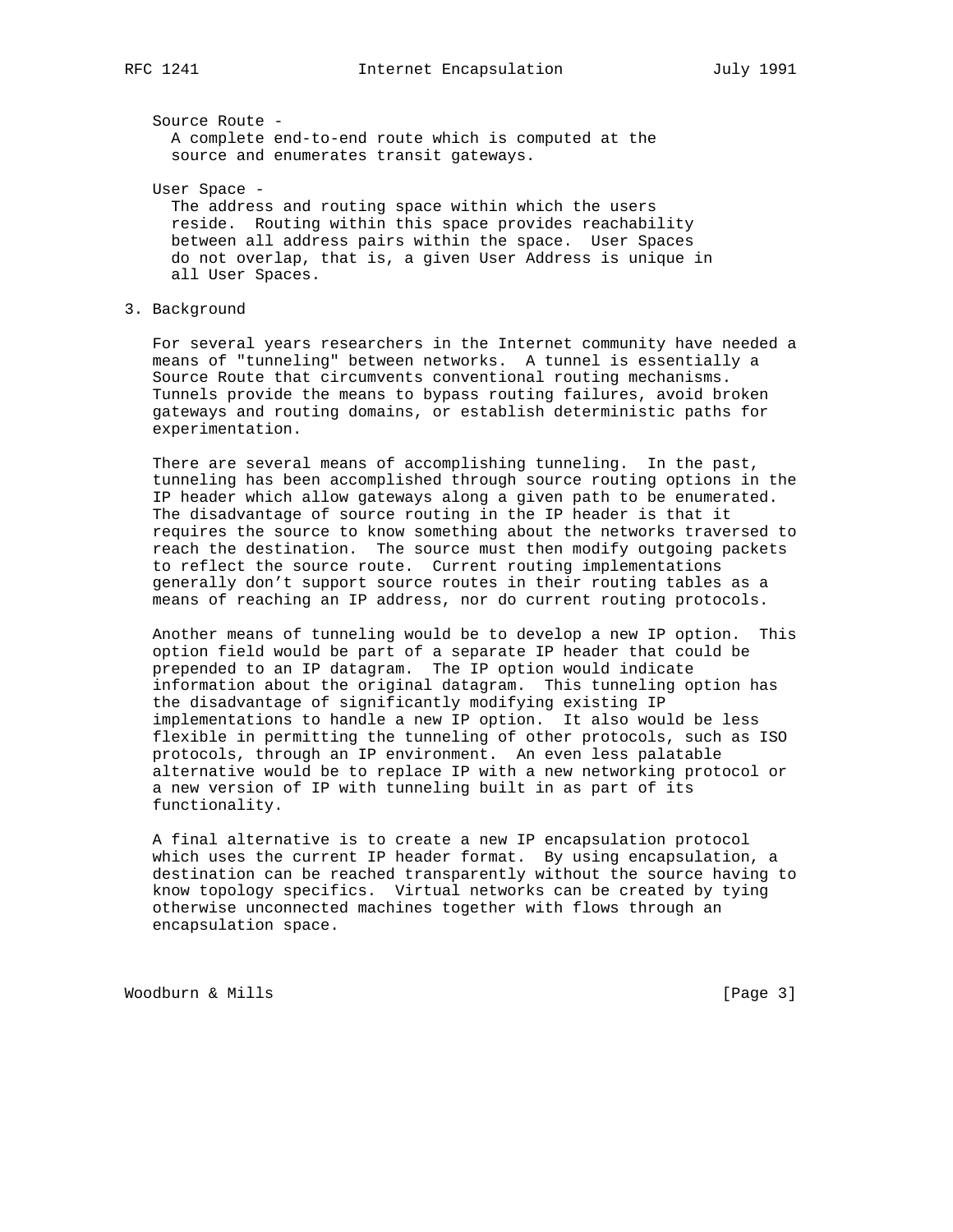Source Route -
A complete end-to-end route which is computed at the source and enumerates transit gateways.

User Space -
The address and routing space within which the users reside. Routing within this space provides reachability between all address pairs within the space. User Spaces do not overlap, that is, a given User Address is unique in all User Spaces.

## 3. Background

For several years researchers in the Internet community have needed a means of "tunneling" between networks. A tunnel is essentially a Source Route that circumvents conventional routing mechanisms. Tunnels provide the means to bypass routing failures, avoid broken gateways and routing domains, or establish deterministic paths for experimentation.

There are several means of accomplishing tunneling. In the past, tunneling has been accomplished through source routing options in the IP header which allow gateways along a given path to be enumerated. The disadvantage of source routing in the IP header is that it requires the source to know something about the networks traversed to reach the destination. The source must then modify outgoing packets to reflect the source route. Current routing implementations generally don't support source routes in their routing tables as a means of reaching an IP address, nor do current routing protocols.

Another means of tunneling would be to develop a new IP option. This option field would be part of a separate IP header that could be prepended to an IP datagram. The IP option would indicate information about the original datagram. This tunneling option has the disadvantage of significantly modifying existing IP implementations to handle a new IP option. It also would be less flexible in permitting the tunneling of other protocols, such as ISO protocols, through an IP environment. An even less palatable alternative would be to replace IP with a new networking protocol or a new version of IP with tunneling built in as part of its functionality.

A final alternative is to create a new IP encapsulation protocol which uses the current IP header format. By using encapsulation, a destination can be reached transparently without the source having to know topology specifics. Virtual networks can be created by tying otherwise unconnected machines together with flows through an encapsulation space.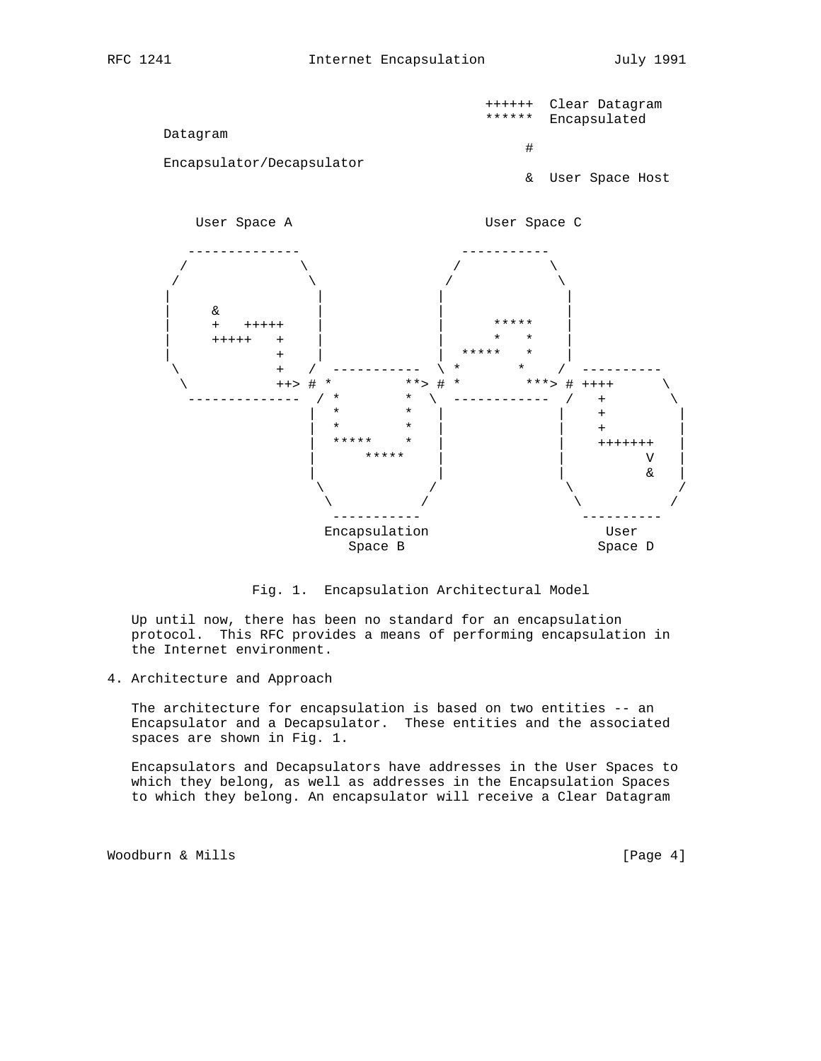```
                                            ++++++  Clear Datagram
                                            ******  Encapsulated
      Datagram
                                                #
      Encapsulator/Decapsulator
                                                &  User Space Host


         User Space A                        User Space C

        --------------                    -----------
       /              \                  /           \
      /                \                /             \
     |                  |              |               |
     |     &            |              |               |
     |     +   +++++    |              |       *****   |
     |     +++++   +    |              |       *   *   |
     |             +    |              |  *****    *   |
      \            +   /  -----------   \ *        *   /  ----------
       \           ++> # *         **> # *        ***> # ++++       \
        --------------  / *         *  \  -----------  /   +         \
                       |  *         *   |             |    +          |
                       |  *         *   |             |    +          |
                       |  *****     *   |             |    +++++++    |
                       |      *****     |             |          V    |
                       |                |             |          &    |
                        \              /               \             /
                         \            /                 \           /
                          -----------                    ----------
                         Encapsulation                     User
                            Space B                       Space D
```

Fig. 1. Encapsulation Architectural Model

Up until now, there has been no standard for an encapsulation protocol. This RFC provides a means of performing encapsulation in the Internet environment.

## 4. Architecture and Approach

The architecture for encapsulation is based on two entities -- an Encapsulator and a Decapsulator. These entities and the associated spaces are shown in Fig. 1.

Encapsulators and Decapsulators have addresses in the User Spaces to which they belong, as well as addresses in the Encapsulation Spaces to which they belong. An encapsulator will receive a Clear Datagram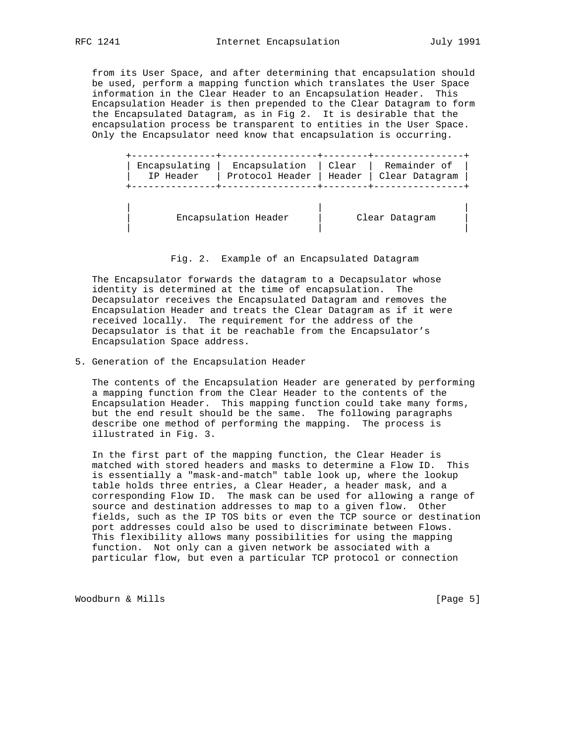from its User Space, and after determining that encapsulation should be used, perform a mapping function which translates the User Space information in the Clear Header to an Encapsulation Header. This Encapsulation Header is then prepended to the Clear Datagram to form the Encapsulated Datagram, as in Fig 2. It is desirable that the encapsulation process be transparent to entities in the User Space. Only the Encapsulator need know that encapsulation is occurring.

```
+---------------+-----------------+--------+----------------+
| Encapsulating |  Encapsulation  | Clear  |  Remainder of  |
|   IP Header   | Protocol Header | Header | Clear Datagram |
+---------------+-----------------+--------+----------------+

|                                 |                         |
|       Encapsulation Header      |      Clear Datagram     |
|                                 |                         |
```

Fig. 2. Example of an Encapsulated Datagram

The Encapsulator forwards the datagram to a Decapsulator whose identity is determined at the time of encapsulation. The Decapsulator receives the Encapsulated Datagram and removes the Encapsulation Header and treats the Clear Datagram as if it were received locally. The requirement for the address of the Decapsulator is that it be reachable from the Encapsulator's Encapsulation Space address.

## 5. Generation of the Encapsulation Header

The contents of the Encapsulation Header are generated by performing a mapping function from the Clear Header to the contents of the Encapsulation Header. This mapping function could take many forms, but the end result should be the same. The following paragraphs describe one method of performing the mapping. The process is illustrated in Fig. 3.

In the first part of the mapping function, the Clear Header is matched with stored headers and masks to determine a Flow ID. This is essentially a "mask-and-match" table look up, where the lookup table holds three entries, a Clear Header, a header mask, and a corresponding Flow ID. The mask can be used for allowing a range of source and destination addresses to map to a given flow. Other fields, such as the IP TOS bits or even the TCP source or destination port addresses could also be used to discriminate between Flows. This flexibility allows many possibilities for using the mapping function. Not only can a given network be associated with a particular flow, but even a particular TCP protocol or connection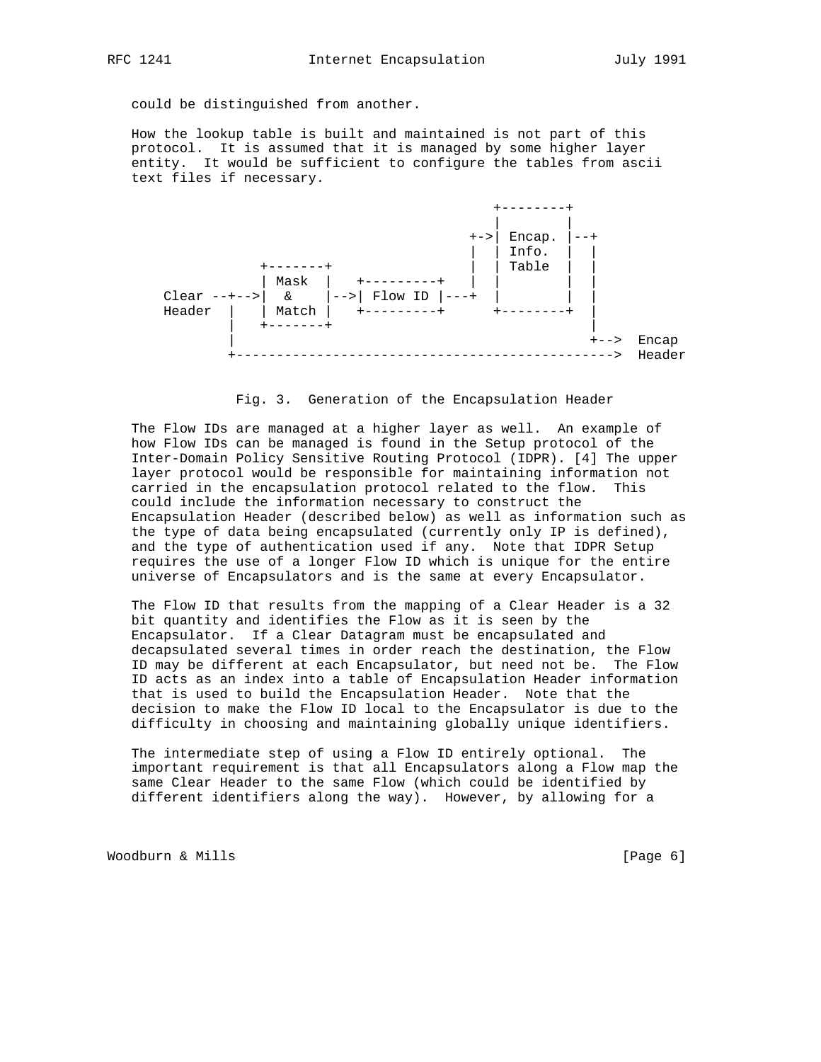could be distinguished from another.

How the lookup table is built and maintained is not part of this protocol. It is assumed that it is managed by some higher layer entity. It would be sufficient to configure the tables from ascii text files if necessary.

```
                                                +--------+
                                                |        |
                                             +->| Encap. |--+
                                             |  | Info.  |  |
               +-------+                     |  | Table  |  |
               | Mask  |   +---------+       |  |        |  |
     Clear --+-->|  &    |-->| Flow ID |---+  |        |  |
     Header  |   | Match |   +---------+      +--------+  |
             |   +-------+                                |
             |                                            +-->  Encap
             +----------------------------------------------->  Header
```

Fig. 3. Generation of the Encapsulation Header

The Flow IDs are managed at a higher layer as well. An example of how Flow IDs can be managed is found in the Setup protocol of the Inter-Domain Policy Sensitive Routing Protocol (IDPR). [4] The upper layer protocol would be responsible for maintaining information not carried in the encapsulation protocol related to the flow. This could include the information necessary to construct the Encapsulation Header (described below) as well as information such as the type of data being encapsulated (currently only IP is defined), and the type of authentication used if any. Note that IDPR Setup requires the use of a longer Flow ID which is unique for the entire universe of Encapsulators and is the same at every Encapsulator.

The Flow ID that results from the mapping of a Clear Header is a 32 bit quantity and identifies the Flow as it is seen by the Encapsulator. If a Clear Datagram must be encapsulated and decapsulated several times in order reach the destination, the Flow ID may be different at each Encapsulator, but need not be. The Flow ID acts as an index into a table of Encapsulation Header information that is used to build the Encapsulation Header. Note that the decision to make the Flow ID local to the Encapsulator is due to the difficulty in choosing and maintaining globally unique identifiers.

The intermediate step of using a Flow ID entirely optional. The important requirement is that all Encapsulators along a Flow map the same Clear Header to the same Flow (which could be identified by different identifiers along the way). However, by allowing for a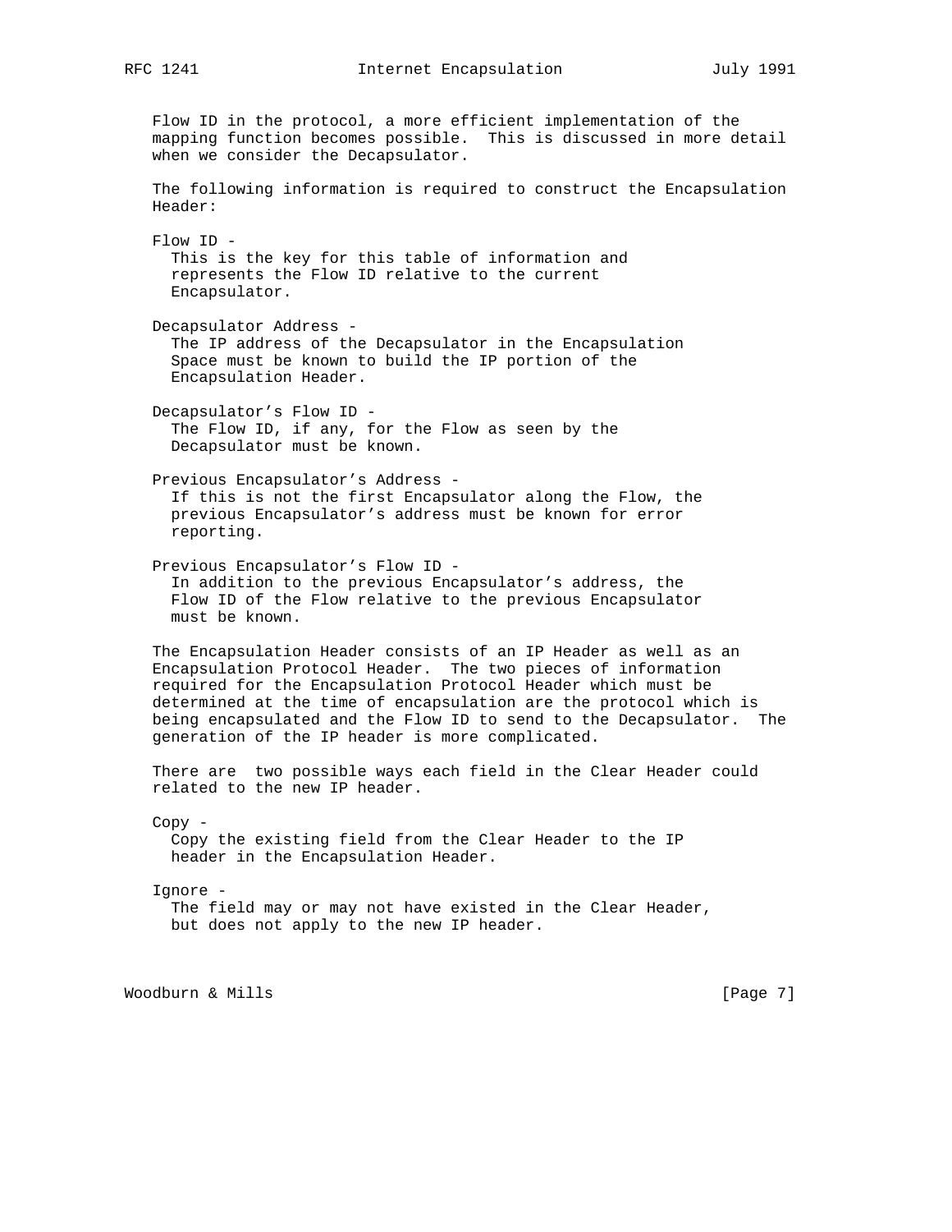Flow ID in the protocol, a more efficient implementation of the mapping function becomes possible. This is discussed in more detail when we consider the Decapsulator.

The following information is required to construct the Encapsulation Header:

Flow ID -
This is the key for this table of information and represents the Flow ID relative to the current Encapsulator.

Decapsulator Address -
The IP address of the Decapsulator in the Encapsulation Space must be known to build the IP portion of the Encapsulation Header.

Decapsulator's Flow ID -
The Flow ID, if any, for the Flow as seen by the Decapsulator must be known.

Previous Encapsulator's Address -
If this is not the first Encapsulator along the Flow, the previous Encapsulator's address must be known for error reporting.

Previous Encapsulator's Flow ID -
In addition to the previous Encapsulator's address, the Flow ID of the Flow relative to the previous Encapsulator must be known.

The Encapsulation Header consists of an IP Header as well as an Encapsulation Protocol Header. The two pieces of information required for the Encapsulation Protocol Header which must be determined at the time of encapsulation are the protocol which is being encapsulated and the Flow ID to send to the Decapsulator. The generation of the IP header is more complicated.

There are two possible ways each field in the Clear Header could related to the new IP header.

Copy -
Copy the existing field from the Clear Header to the IP header in the Encapsulation Header.

Ignore -
The field may or may not have existed in the Clear Header, but does not apply to the new IP header.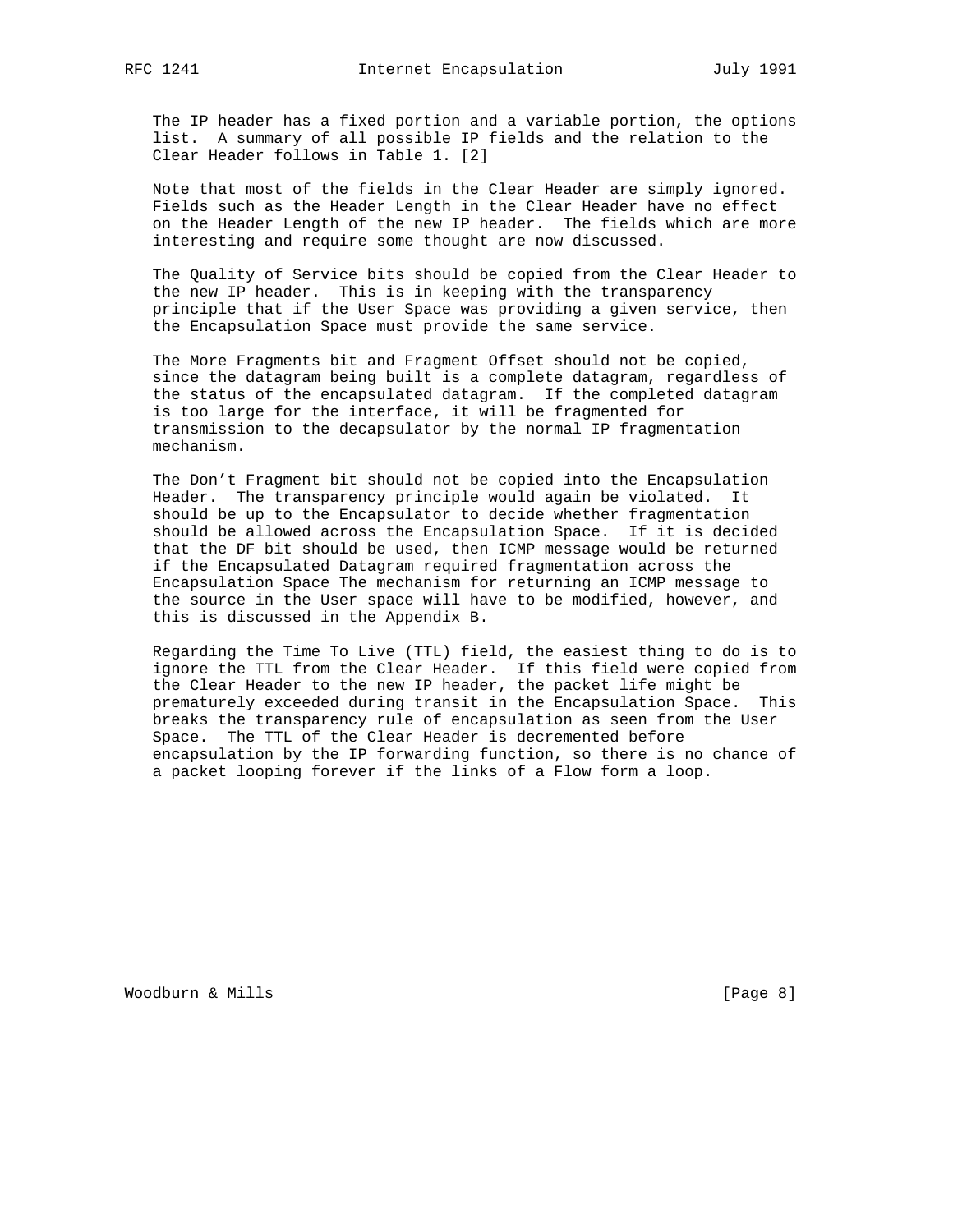The IP header has a fixed portion and a variable portion, the options list. A summary of all possible IP fields and the relation to the Clear Header follows in Table 1. [2]

Note that most of the fields in the Clear Header are simply ignored. Fields such as the Header Length in the Clear Header have no effect on the Header Length of the new IP header. The fields which are more interesting and require some thought are now discussed.

The Quality of Service bits should be copied from the Clear Header to the new IP header. This is in keeping with the transparency principle that if the User Space was providing a given service, then the Encapsulation Space must provide the same service.

The More Fragments bit and Fragment Offset should not be copied, since the datagram being built is a complete datagram, regardless of the status of the encapsulated datagram. If the completed datagram is too large for the interface, it will be fragmented for transmission to the decapsulator by the normal IP fragmentation mechanism.

The Don't Fragment bit should not be copied into the Encapsulation Header. The transparency principle would again be violated. It should be up to the Encapsulator to decide whether fragmentation should be allowed across the Encapsulation Space. If it is decided that the DF bit should be used, then ICMP message would be returned if the Encapsulated Datagram required fragmentation across the Encapsulation Space The mechanism for returning an ICMP message to the source in the User space will have to be modified, however, and this is discussed in the Appendix B.

Regarding the Time To Live (TTL) field, the easiest thing to do is to ignore the TTL from the Clear Header. If this field were copied from the Clear Header to the new IP header, the packet life might be prematurely exceeded during transit in the Encapsulation Space. This breaks the transparency rule of encapsulation as seen from the User Space. The TTL of the Clear Header is decremented before encapsulation by the IP forwarding function, so there is no chance of a packet looping forever if the links of a Flow form a loop.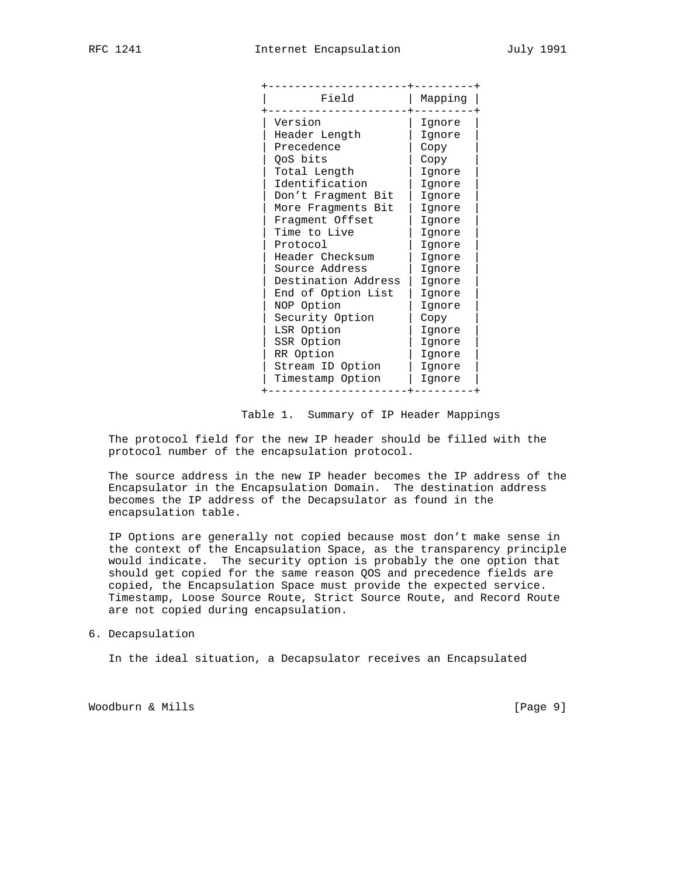| Field | Mapping |
| --- | --- |
| Version | Ignore |
| Header Length | Ignore |
| Precedence | Copy |
| QoS bits | Copy |
| Total Length | Ignore |
| Identification | Ignore |
| Don't Fragment Bit | Ignore |
| More Fragments Bit | Ignore |
| Fragment Offset | Ignore |
| Time to Live | Ignore |
| Protocol | Ignore |
| Header Checksum | Ignore |
| Source Address | Ignore |
| Destination Address | Ignore |
| End of Option List | Ignore |
| NOP Option | Ignore |
| Security Option | Copy |
| LSR Option | Ignore |
| SSR Option | Ignore |
| RR Option | Ignore |
| Stream ID Option | Ignore |
| Timestamp Option | Ignore |

Table 1. Summary of IP Header Mappings

The protocol field for the new IP header should be filled with the protocol number of the encapsulation protocol.

The source address in the new IP header becomes the IP address of the Encapsulator in the Encapsulation Domain. The destination address becomes the IP address of the Decapsulator as found in the encapsulation table.

IP Options are generally not copied because most don't make sense in the context of the Encapsulation Space, as the transparency principle would indicate. The security option is probably the one option that should get copied for the same reason QOS and precedence fields are copied, the Encapsulation Space must provide the expected service. Timestamp, Loose Source Route, Strict Source Route, and Record Route are not copied during encapsulation.

## 6. Decapsulation

In the ideal situation, a Decapsulator receives an Encapsulated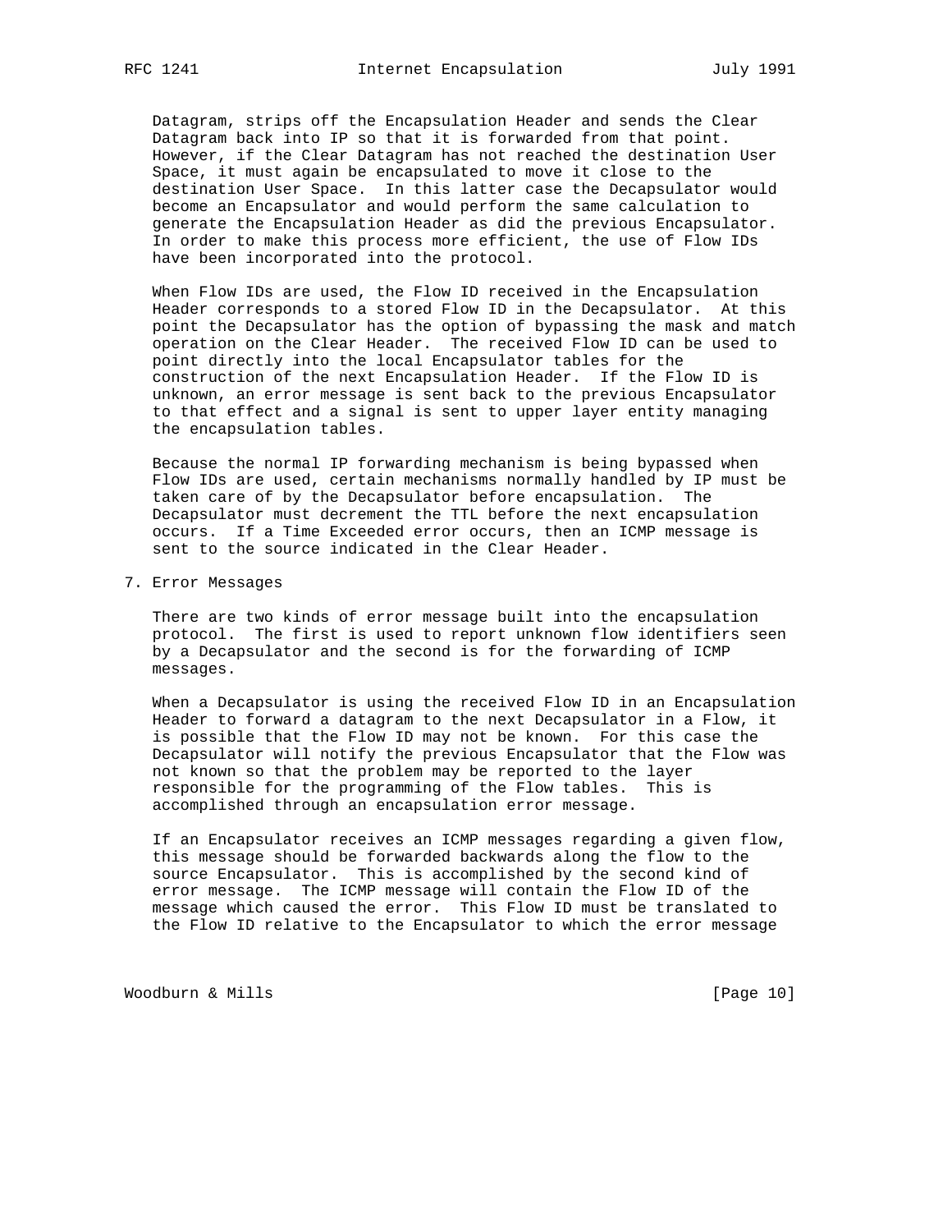Datagram, strips off the Encapsulation Header and sends the Clear Datagram back into IP so that it is forwarded from that point. However, if the Clear Datagram has not reached the destination User Space, it must again be encapsulated to move it close to the destination User Space. In this latter case the Decapsulator would become an Encapsulator and would perform the same calculation to generate the Encapsulation Header as did the previous Encapsulator. In order to make this process more efficient, the use of Flow IDs have been incorporated into the protocol.

When Flow IDs are used, the Flow ID received in the Encapsulation Header corresponds to a stored Flow ID in the Decapsulator. At this point the Decapsulator has the option of bypassing the mask and match operation on the Clear Header. The received Flow ID can be used to point directly into the local Encapsulator tables for the construction of the next Encapsulation Header. If the Flow ID is unknown, an error message is sent back to the previous Encapsulator to that effect and a signal is sent to upper layer entity managing the encapsulation tables.

Because the normal IP forwarding mechanism is being bypassed when Flow IDs are used, certain mechanisms normally handled by IP must be taken care of by the Decapsulator before encapsulation. The Decapsulator must decrement the TTL before the next encapsulation occurs. If a Time Exceeded error occurs, then an ICMP message is sent to the source indicated in the Clear Header.

## 7. Error Messages

There are two kinds of error message built into the encapsulation protocol. The first is used to report unknown flow identifiers seen by a Decapsulator and the second is for the forwarding of ICMP messages.

When a Decapsulator is using the received Flow ID in an Encapsulation Header to forward a datagram to the next Decapsulator in a Flow, it is possible that the Flow ID may not be known. For this case the Decapsulator will notify the previous Encapsulator that the Flow was not known so that the problem may be reported to the layer responsible for the programming of the Flow tables. This is accomplished through an encapsulation error message.

If an Encapsulator receives an ICMP messages regarding a given flow, this message should be forwarded backwards along the flow to the source Encapsulator. This is accomplished by the second kind of error message. The ICMP message will contain the Flow ID of the message which caused the error. This Flow ID must be translated to the Flow ID relative to the Encapsulator to which the error message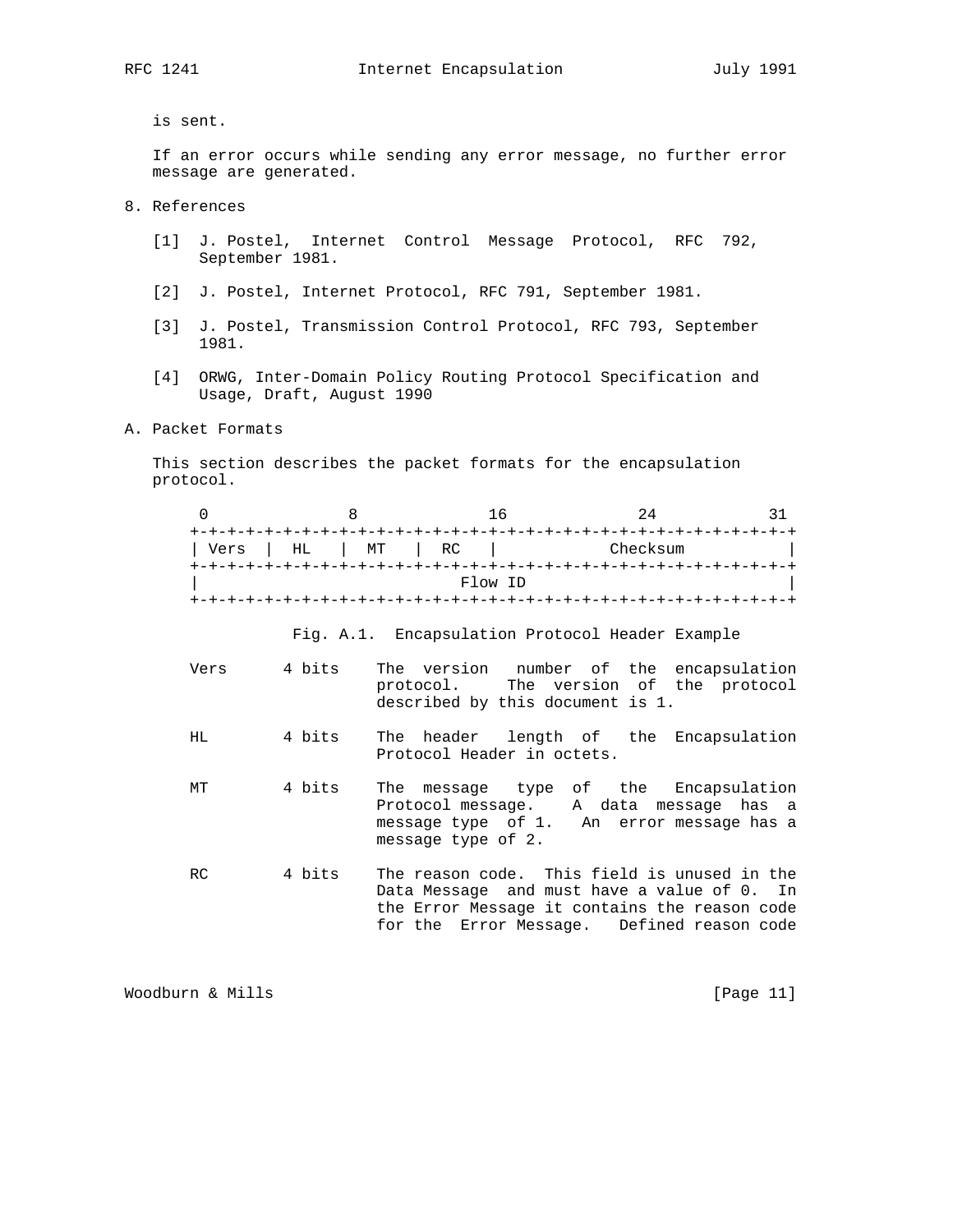is sent.

If an error occurs while sending any error message, no further error message are generated.

## 8. References

[1] J. Postel, Internet Control Message Protocol, RFC 792, September 1981.

[2] J. Postel, Internet Protocol, RFC 791, September 1981.

[3] J. Postel, Transmission Control Protocol, RFC 793, September 1981.

[4] ORWG, Inter-Domain Policy Routing Protocol Specification and Usage, Draft, August 1990

## A. Packet Formats

This section describes the packet formats for the encapsulation protocol.

```
 0               8               16              24            31
+-+-+-+-+-+-+-+-+-+-+-+-+-+-+-+-+-+-+-+-+-+-+-+-+-+-+-+-+-+-+-+-+
| Vers  |  HL   |  MT   |  RC   |           Checksum            |
+-+-+-+-+-+-+-+-+-+-+-+-+-+-+-+-+-+-+-+-+-+-+-+-+-+-+-+-+-+-+-+-+
|                            Flow ID                            |
+-+-+-+-+-+-+-+-+-+-+-+-+-+-+-+-+-+-+-+-+-+-+-+-+-+-+-+-+-+-+-+-+
```

Fig. A.1. Encapsulation Protocol Header Example

```
Vers      4 bits    The version number of the encapsulation
                    protocol.  The version of the protocol
                    described by this document is 1.

HL        4 bits    The header length of the Encapsulation
                    Protocol Header in octets.

MT        4 bits    The message type of the Encapsulation
                    Protocol message.  A data message has a
                    message type of 1.  An error message has a
                    message type of 2.

RC        4 bits    The reason code.  This field is unused in the
                    Data Message and must have a value of 0.  In
                    the Error Message it contains the reason code
                    for the Error Message.  Defined reason code
```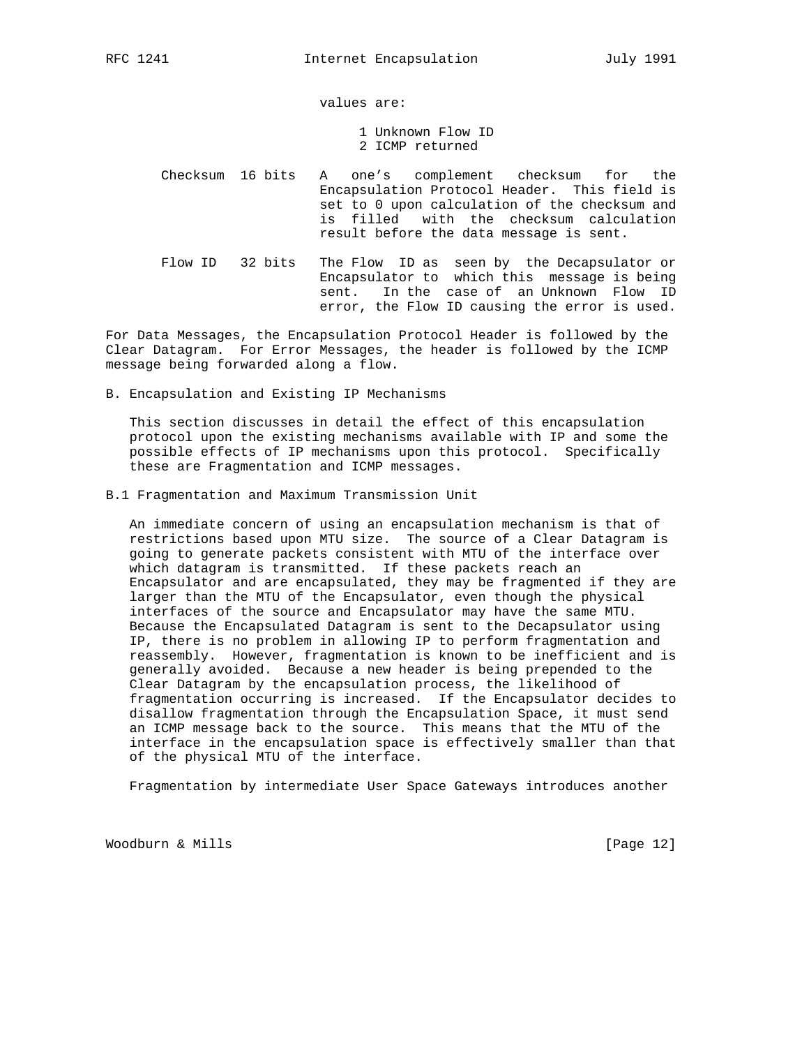values are:

1 Unknown Flow ID
2 ICMP returned

| Field | Size | Description |
|---|---|---|
| Checksum | 16 bits | A one's complement checksum for the Encapsulation Protocol Header. This field is set to 0 upon calculation of the checksum and is filled with the checksum calculation result before the data message is sent. |
| Flow ID | 32 bits | The Flow ID as seen by the Decapsulator or Encapsulator to which this message is being sent. In the case of an Unknown Flow ID error, the Flow ID causing the error is used. |

For Data Messages, the Encapsulation Protocol Header is followed by the Clear Datagram. For Error Messages, the header is followed by the ICMP message being forwarded along a flow.

## B. Encapsulation and Existing IP Mechanisms

This section discusses in detail the effect of this encapsulation protocol upon the existing mechanisms available with IP and some the possible effects of IP mechanisms upon this protocol. Specifically these are Fragmentation and ICMP messages.

### B.1 Fragmentation and Maximum Transmission Unit

An immediate concern of using an encapsulation mechanism is that of restrictions based upon MTU size. The source of a Clear Datagram is going to generate packets consistent with MTU of the interface over which datagram is transmitted. If these packets reach an Encapsulator and are encapsulated, they may be fragmented if they are larger than the MTU of the Encapsulator, even though the physical interfaces of the source and Encapsulator may have the same MTU. Because the Encapsulated Datagram is sent to the Decapsulator using IP, there is no problem in allowing IP to perform fragmentation and reassembly. However, fragmentation is known to be inefficient and is generally avoided. Because a new header is being prepended to the Clear Datagram by the encapsulation process, the likelihood of fragmentation occurring is increased. If the Encapsulator decides to disallow fragmentation through the Encapsulation Space, it must send an ICMP message back to the source. This means that the MTU of the interface in the encapsulation space is effectively smaller than that of the physical MTU of the interface.

Fragmentation by intermediate User Space Gateways introduces another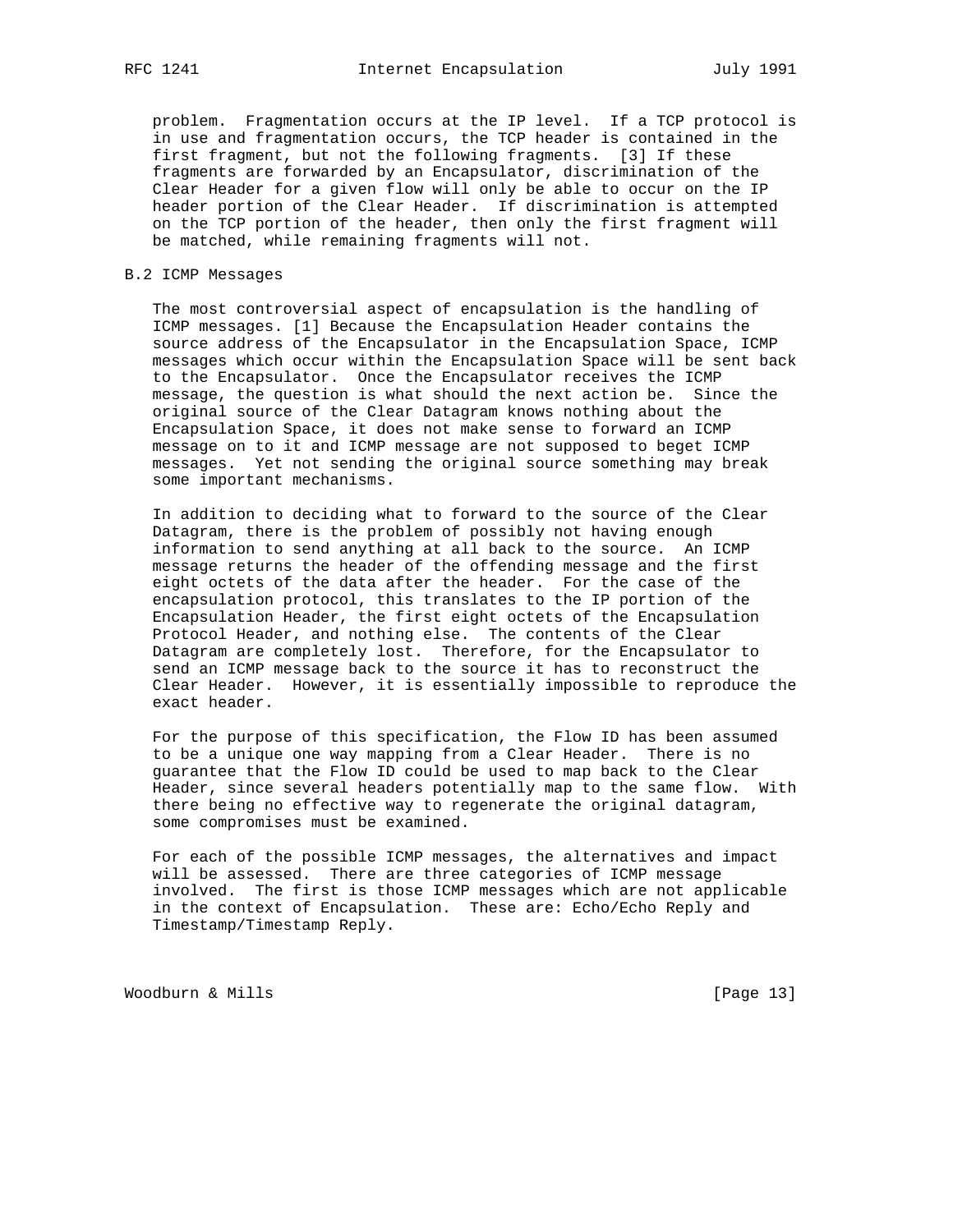problem. Fragmentation occurs at the IP level. If a TCP protocol is in use and fragmentation occurs, the TCP header is contained in the first fragment, but not the following fragments. [3] If these fragments are forwarded by an Encapsulator, discrimination of the Clear Header for a given flow will only be able to occur on the IP header portion of the Clear Header. If discrimination is attempted on the TCP portion of the header, then only the first fragment will be matched, while remaining fragments will not.

## B.2 ICMP Messages

The most controversial aspect of encapsulation is the handling of ICMP messages. [1] Because the Encapsulation Header contains the source address of the Encapsulator in the Encapsulation Space, ICMP messages which occur within the Encapsulation Space will be sent back to the Encapsulator. Once the Encapsulator receives the ICMP message, the question is what should the next action be. Since the original source of the Clear Datagram knows nothing about the Encapsulation Space, it does not make sense to forward an ICMP message on to it and ICMP message are not supposed to beget ICMP messages. Yet not sending the original source something may break some important mechanisms.

In addition to deciding what to forward to the source of the Clear Datagram, there is the problem of possibly not having enough information to send anything at all back to the source. An ICMP message returns the header of the offending message and the first eight octets of the data after the header. For the case of the encapsulation protocol, this translates to the IP portion of the Encapsulation Header, the first eight octets of the Encapsulation Protocol Header, and nothing else. The contents of the Clear Datagram are completely lost. Therefore, for the Encapsulator to send an ICMP message back to the source it has to reconstruct the Clear Header. However, it is essentially impossible to reproduce the exact header.

For the purpose of this specification, the Flow ID has been assumed to be a unique one way mapping from a Clear Header. There is no guarantee that the Flow ID could be used to map back to the Clear Header, since several headers potentially map to the same flow. With there being no effective way to regenerate the original datagram, some compromises must be examined.

For each of the possible ICMP messages, the alternatives and impact will be assessed. There are three categories of ICMP message involved. The first is those ICMP messages which are not applicable in the context of Encapsulation. These are: Echo/Echo Reply and Timestamp/Timestamp Reply.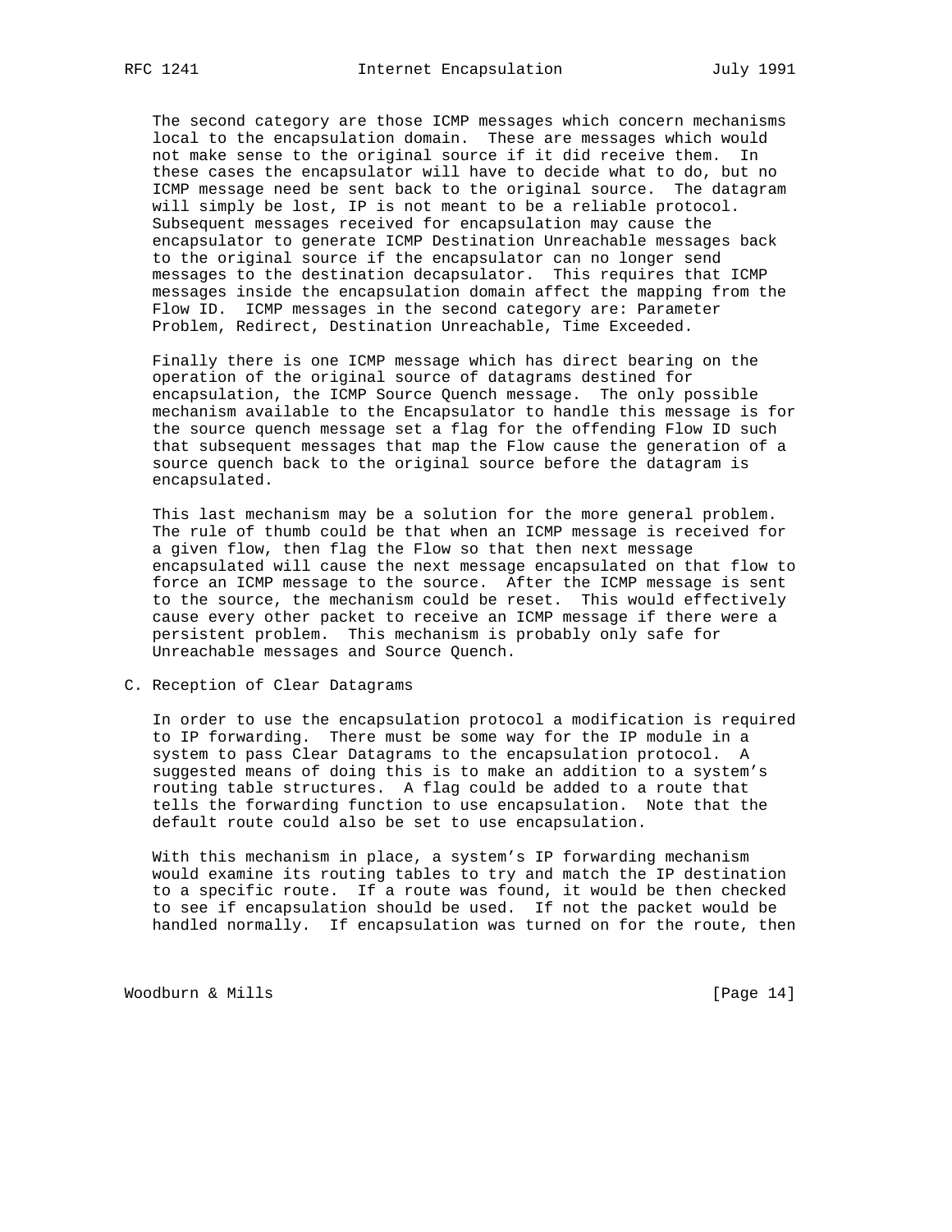The second category are those ICMP messages which concern mechanisms local to the encapsulation domain. These are messages which would not make sense to the original source if it did receive them. In these cases the encapsulator will have to decide what to do, but no ICMP message need be sent back to the original source. The datagram will simply be lost, IP is not meant to be a reliable protocol. Subsequent messages received for encapsulation may cause the encapsulator to generate ICMP Destination Unreachable messages back to the original source if the encapsulator can no longer send messages to the destination decapsulator. This requires that ICMP messages inside the encapsulation domain affect the mapping from the Flow ID. ICMP messages in the second category are: Parameter Problem, Redirect, Destination Unreachable, Time Exceeded.

Finally there is one ICMP message which has direct bearing on the operation of the original source of datagrams destined for encapsulation, the ICMP Source Quench message. The only possible mechanism available to the Encapsulator to handle this message is for the source quench message set a flag for the offending Flow ID such that subsequent messages that map the Flow cause the generation of a source quench back to the original source before the datagram is encapsulated.

This last mechanism may be a solution for the more general problem. The rule of thumb could be that when an ICMP message is received for a given flow, then flag the Flow so that then next message encapsulated will cause the next message encapsulated on that flow to force an ICMP message to the source. After the ICMP message is sent to the source, the mechanism could be reset. This would effectively cause every other packet to receive an ICMP message if there were a persistent problem. This mechanism is probably only safe for Unreachable messages and Source Quench.

## C. Reception of Clear Datagrams

In order to use the encapsulation protocol a modification is required to IP forwarding. There must be some way for the IP module in a system to pass Clear Datagrams to the encapsulation protocol. A suggested means of doing this is to make an addition to a system's routing table structures. A flag could be added to a route that tells the forwarding function to use encapsulation. Note that the default route could also be set to use encapsulation.

With this mechanism in place, a system's IP forwarding mechanism would examine its routing tables to try and match the IP destination to a specific route. If a route was found, it would be then checked to see if encapsulation should be used. If not the packet would be handled normally. If encapsulation was turned on for the route, then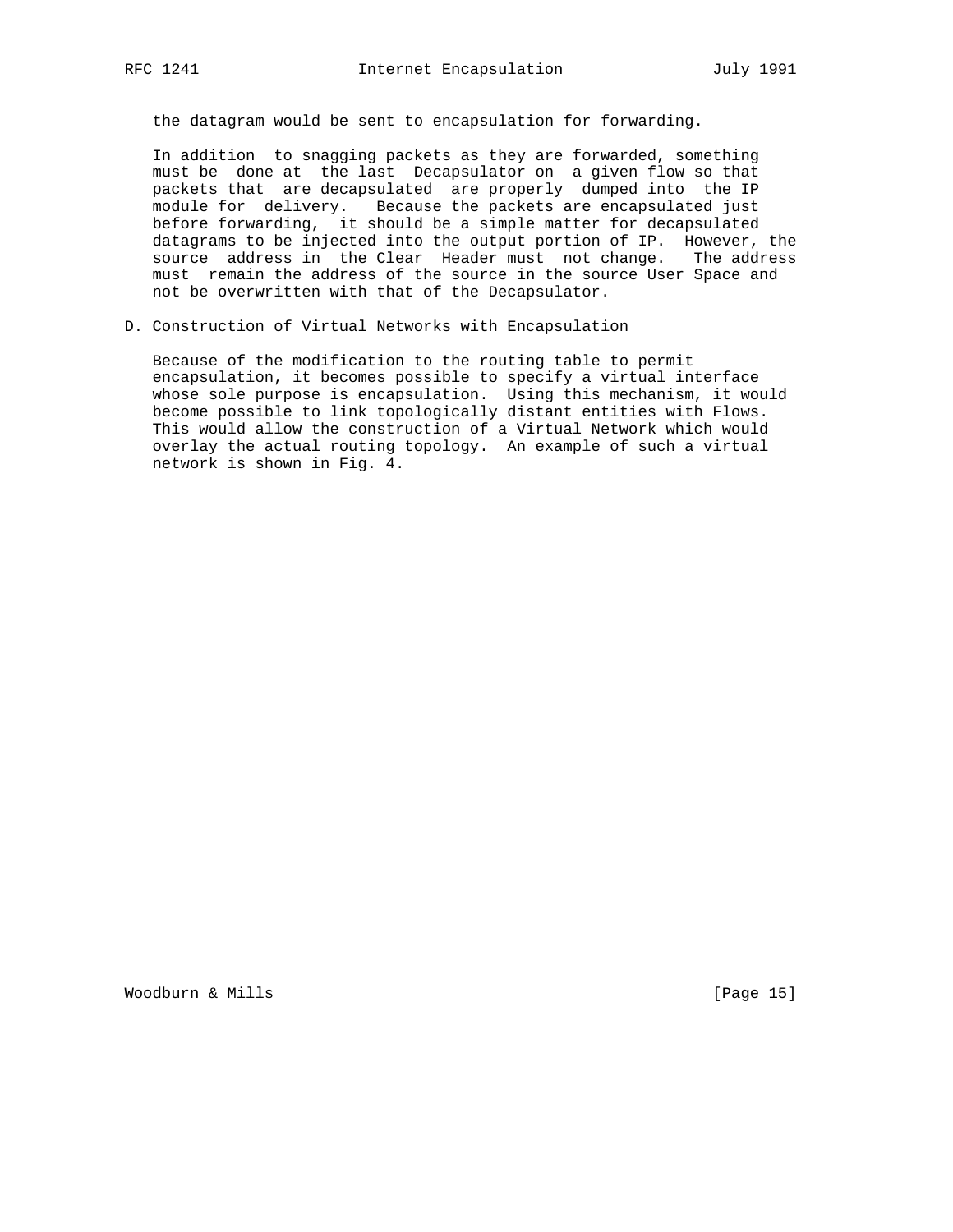the datagram would be sent to encapsulation for forwarding.

In addition to snagging packets as they are forwarded, something must be done at the last Decapsulator on a given flow so that packets that are decapsulated are properly dumped into the IP module for delivery. Because the packets are encapsulated just before forwarding, it should be a simple matter for decapsulated datagrams to be injected into the output portion of IP. However, the source address in the Clear Header must not change. The address must remain the address of the source in the source User Space and not be overwritten with that of the Decapsulator.

## D. Construction of Virtual Networks with Encapsulation

Because of the modification to the routing table to permit encapsulation, it becomes possible to specify a virtual interface whose sole purpose is encapsulation. Using this mechanism, it would become possible to link topologically distant entities with Flows. This would allow the construction of a Virtual Network which would overlay the actual routing topology. An example of such a virtual network is shown in Fig. 4.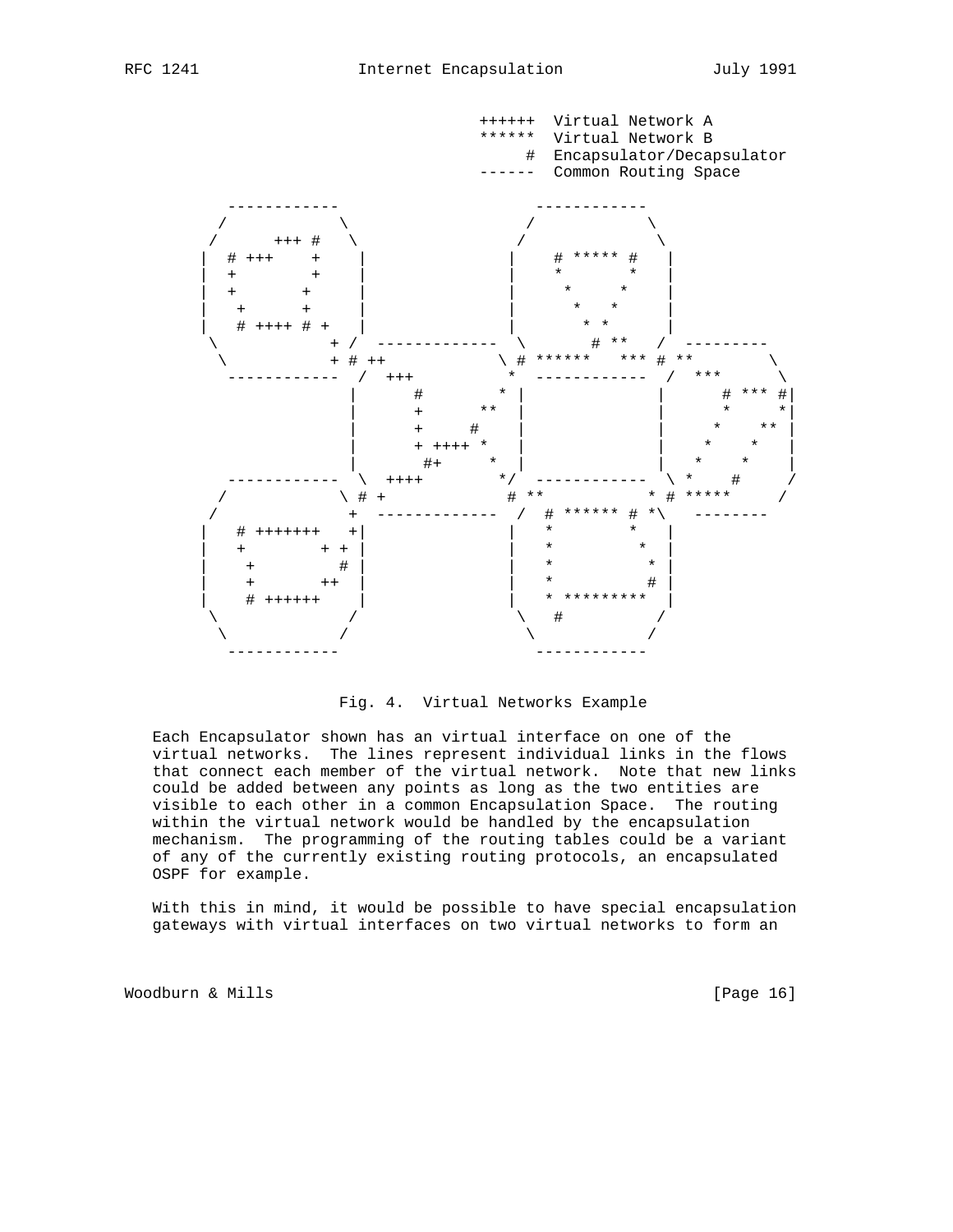```
                                  ++++++  Virtual Network A
                                  ******  Virtual Network B
                                       #  Encapsulator/Decapsulator
                                  ------  Common Routing Space

        ------------                  ------------
       /            \                /            \
      /      +++ #   \              /              \
     |  # +++    +    |            |    # ***** #   |
     |  +        +    |            |    *       *   |
     |  +       +     |            |     *     *    |
     |   +      +     |            |      *   *     |
     |   # ++++ # +   |            |       * *      |
      \           + /  -------------  \       # **   /  ---------
       \          + # ++           \ # ******   *** # **        \
        ------------  /  +++         *  ------------  /  ***      \
                     |      #        * |              |      # *** #|
                     |      +      **  |              |      *     *|
                     |      +     #    |              |     *    ** |
                     |      + ++++ *   |              |    *    *   |
                     |       #+     *  |              |   *    *    |
        ------------  \  ++++        */  ------------  \ *    #     /
       /            \ # +           # **           * # *****      /
      /              +  -------------  /  # ****** # *\   --------
     |   # +++++++   +|            |    *         *   |
     |   +       + +  |            |    *          *  |
     |    +        #  |            |    *           * |
     |    +       ++  |            |    *          #  |
     |    # ++++++    |            |    * *********   |
      \              /              \   #            /
       \            /                \              /
        ------------                  ------------
```

Fig. 4. Virtual Networks Example

Each Encapsulator shown has an virtual interface on one of the virtual networks. The lines represent individual links in the flows that connect each member of the virtual network. Note that new links could be added between any points as long as the two entities are visible to each other in a common Encapsulation Space. The routing within the virtual network would be handled by the encapsulation mechanism. The programming of the routing tables could be a variant of any of the currently existing routing protocols, an encapsulated OSPF for example.

With this in mind, it would be possible to have special encapsulation gateways with virtual interfaces on two virtual networks to form an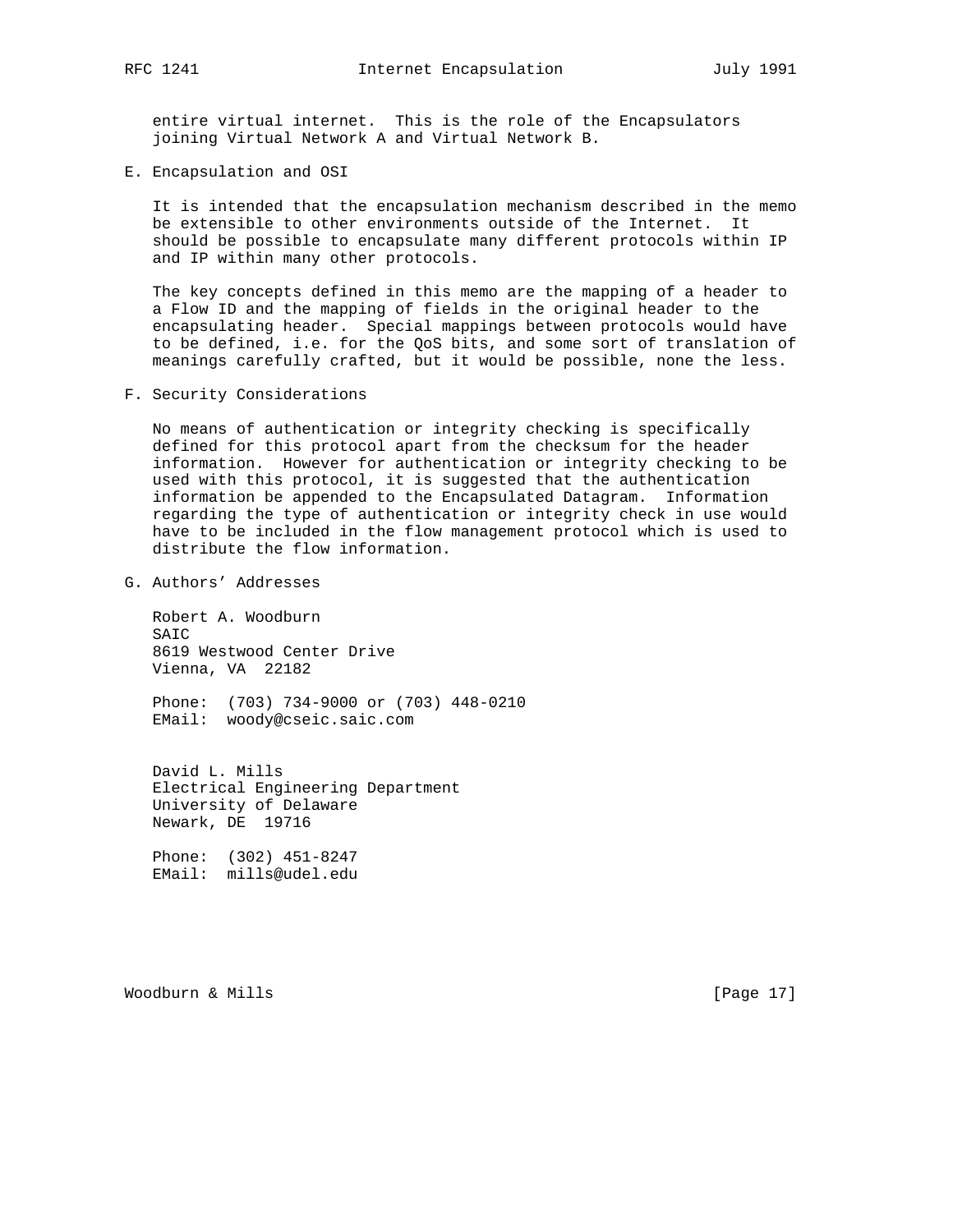entire virtual internet. This is the role of the Encapsulators joining Virtual Network A and Virtual Network B.

## E. Encapsulation and OSI

It is intended that the encapsulation mechanism described in the memo be extensible to other environments outside of the Internet. It should be possible to encapsulate many different protocols within IP and IP within many other protocols.

The key concepts defined in this memo are the mapping of a header to a Flow ID and the mapping of fields in the original header to the encapsulating header. Special mappings between protocols would have to be defined, i.e. for the QoS bits, and some sort of translation of meanings carefully crafted, but it would be possible, none the less.

## F. Security Considerations

No means of authentication or integrity checking is specifically defined for this protocol apart from the checksum for the header information. However for authentication or integrity checking to be used with this protocol, it is suggested that the authentication information be appended to the Encapsulated Datagram. Information regarding the type of authentication or integrity check in use would have to be included in the flow management protocol which is used to distribute the flow information.

## G. Authors' Addresses

Robert A. Woodburn
SAIC
8619 Westwood Center Drive
Vienna, VA 22182

Phone: (703) 734-9000 or (703) 448-0210
EMail: woody@cseic.saic.com

David L. Mills
Electrical Engineering Department
University of Delaware
Newark, DE 19716

Phone: (302) 451-8247
EMail: mills@udel.edu